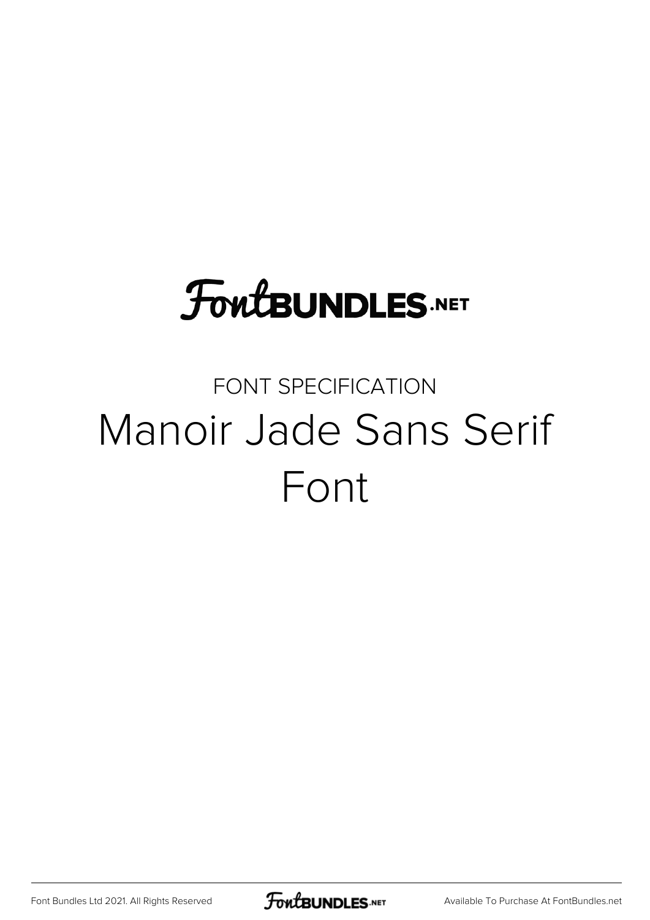FontBUNDLES.NET

FONT SPECIFICATION

# Manoir Jade Sans Serif Font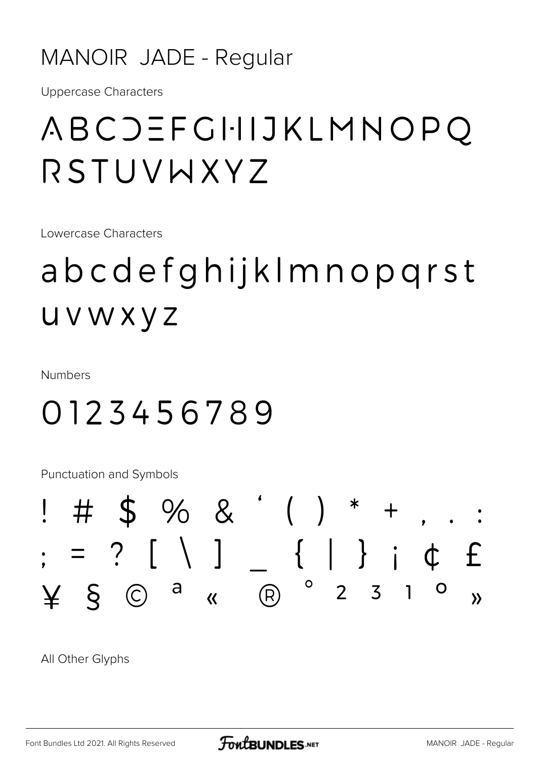MANOIR JADE - Regular

Uppercase Characters

ABCDEFGHIJKLMNOPQ
RSTUVWXYZ

Lowercase Characters

abcdefghijklmnopqrst
uvwxyz

Numbers

0123456789

Punctuation and Symbols

! # $ % & ' ( ) * + , . :
; = ? [ \ ] _ { | } ¡ ¢ £
¥ § © ª « ® ° ² ³ ¹ º »

All Other Glyphs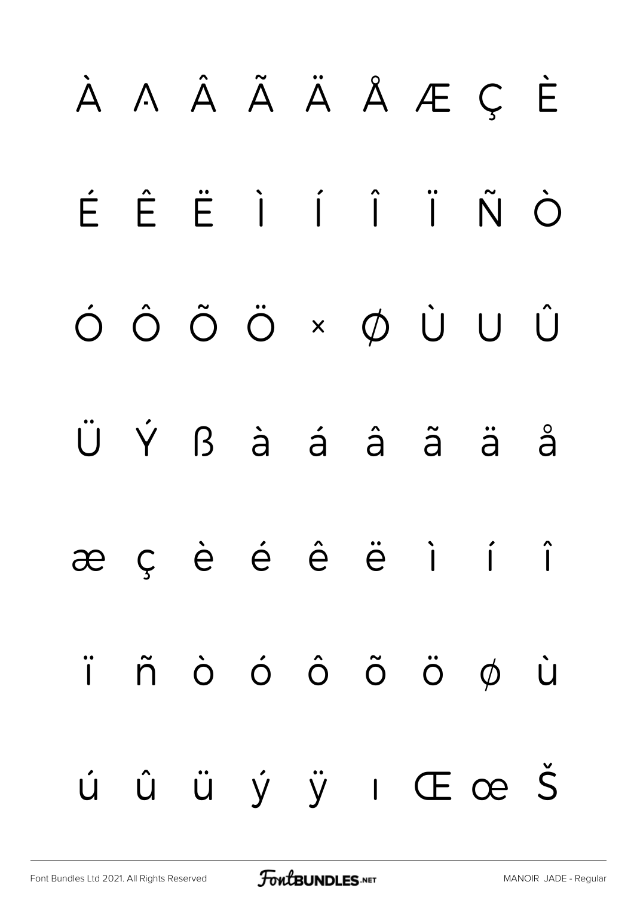À Á Â Ã Ä Å Æ Ç È

É Ê Ë Ì Í Î Ï Ñ Ò

Ó Ô Õ Ö × Ø Ù Ú Û

Ü Ý ß à á â ã ä å

æ ç è é ê ë ì í î

ï ñ ò ó ô õ ö ø ù

ú û ü ý ÿ ı Œ œ Š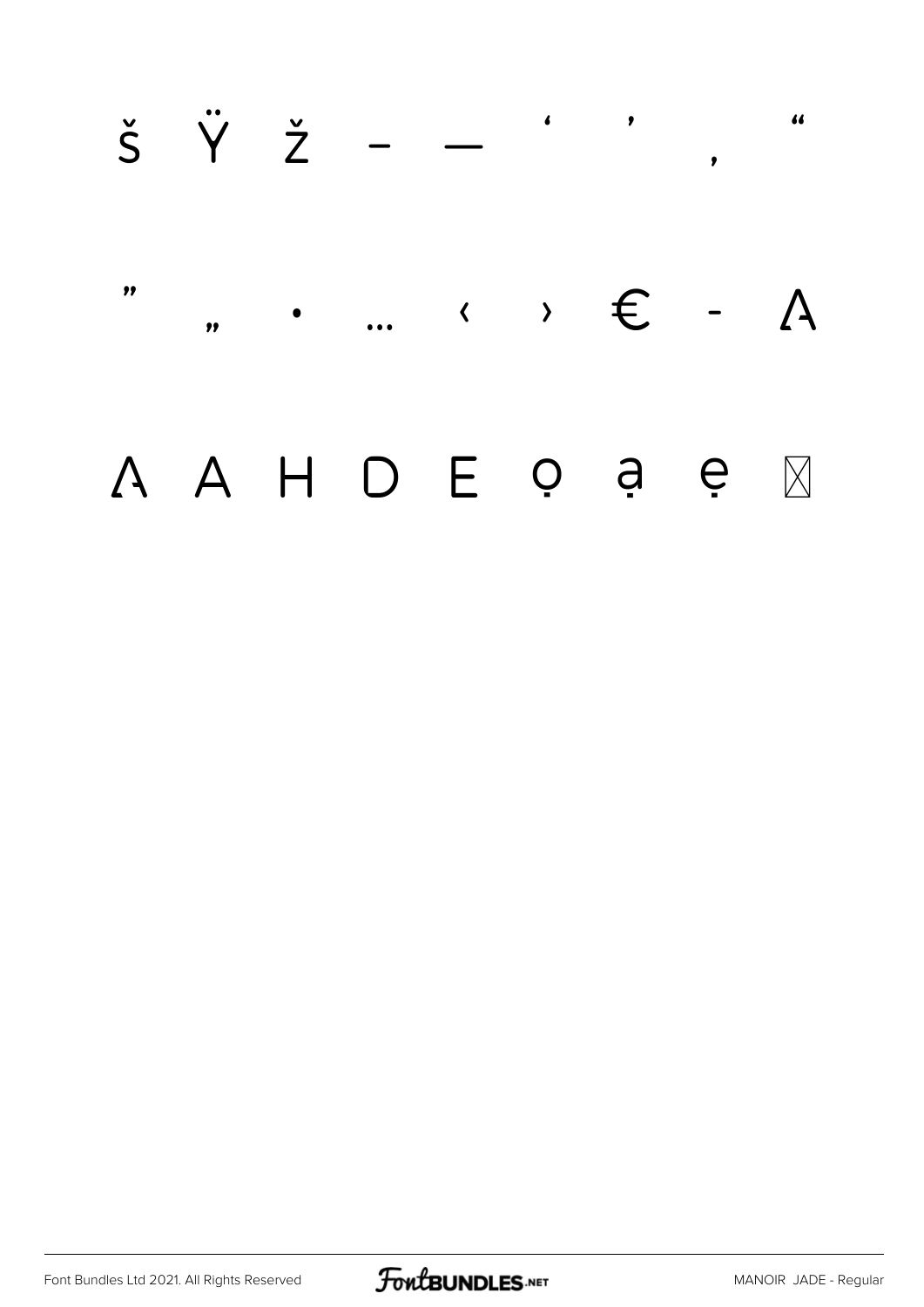š Ÿ ž – — ‘ ’ ‚ “

” „ • … ‹ › € - Ʌ

Ʌ A H D E ọ ạ ẹ